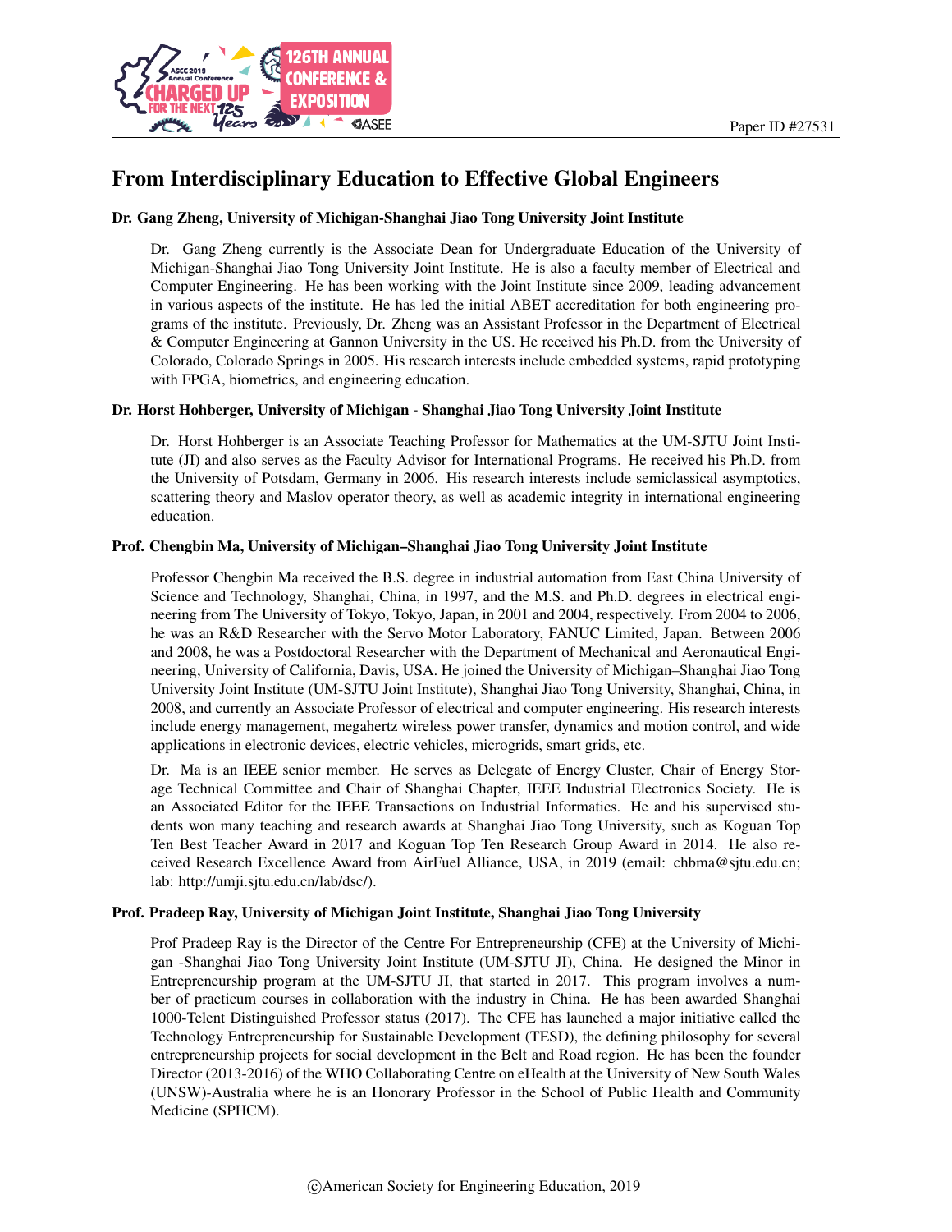# From Interdisciplinary Education to Effective Global Engineers

### Dr. Gang Zheng, University of Michigan-Shanghai Jiao Tong University Joint Institute

Dr. Gang Zheng currently is the Associate Dean for Undergraduate Education of the University of Michigan-Shanghai Jiao Tong University Joint Institute. He is also a faculty member of Electrical and Computer Engineering. He has been working with the Joint Institute since 2009, leading advancement in various aspects of the institute. He has led the initial ABET accreditation for both engineering programs of the institute. Previously, Dr. Zheng was an Assistant Professor in the Department of Electrical & Computer Engineering at Gannon University in the US. He received his Ph.D. from the University of Colorado, Colorado Springs in 2005. His research interests include embedded systems, rapid prototyping with FPGA, biometrics, and engineering education.

### Dr. Horst Hohberger, University of Michigan - Shanghai Jiao Tong University Joint Institute

Dr. Horst Hohberger is an Associate Teaching Professor for Mathematics at the UM-SJTU Joint Institute (JI) and also serves as the Faculty Advisor for International Programs. He received his Ph.D. from the University of Potsdam, Germany in 2006. His research interests include semiclassical asymptotics, scattering theory and Maslov operator theory, as well as academic integrity in international engineering education.

### Prof. Chengbin Ma, University of Michigan–Shanghai Jiao Tong University Joint Institute

Professor Chengbin Ma received the B.S. degree in industrial automation from East China University of Science and Technology, Shanghai, China, in 1997, and the M.S. and Ph.D. degrees in electrical engineering from The University of Tokyo, Tokyo, Japan, in 2001 and 2004, respectively. From 2004 to 2006, he was an R&D Researcher with the Servo Motor Laboratory, FANUC Limited, Japan. Between 2006 and 2008, he was a Postdoctoral Researcher with the Department of Mechanical and Aeronautical Engineering, University of California, Davis, USA. He joined the University of Michigan–Shanghai Jiao Tong University Joint Institute (UM-SJTU Joint Institute), Shanghai Jiao Tong University, Shanghai, China, in 2008, and currently an Associate Professor of electrical and computer engineering. His research interests include energy management, megahertz wireless power transfer, dynamics and motion control, and wide applications in electronic devices, electric vehicles, microgrids, smart grids, etc.

Dr. Ma is an IEEE senior member. He serves as Delegate of Energy Cluster, Chair of Energy Storage Technical Committee and Chair of Shanghai Chapter, IEEE Industrial Electronics Society. He is an Associated Editor for the IEEE Transactions on Industrial Informatics. He and his supervised students won many teaching and research awards at Shanghai Jiao Tong University, such as Koguan Top Ten Best Teacher Award in 2017 and Koguan Top Ten Research Group Award in 2014. He also received Research Excellence Award from AirFuel Alliance, USA, in 2019 (email: chbma@sjtu.edu.cn; lab: http://umji.sjtu.edu.cn/lab/dsc/).

### Prof. Pradeep Ray, University of Michigan Joint Institute, Shanghai Jiao Tong University

Prof Pradeep Ray is the Director of the Centre For Entrepreneurship (CFE) at the University of Michigan -Shanghai Jiao Tong University Joint Institute (UM-SJTU JI), China. He designed the Minor in Entrepreneurship program at the UM-SJTU JI, that started in 2017. This program involves a number of practicum courses in collaboration with the industry in China. He has been awarded Shanghai 1000-Telent Distinguished Professor status (2017). The CFE has launched a major initiative called the Technology Entrepreneurship for Sustainable Development (TESD), the defining philosophy for several entrepreneurship projects for social development in the Belt and Road region. He has been the founder Director (2013-2016) of the WHO Collaborating Centre on eHealth at the University of New South Wales (UNSW)-Australia where he is an Honorary Professor in the School of Public Health and Community Medicine (SPHCM).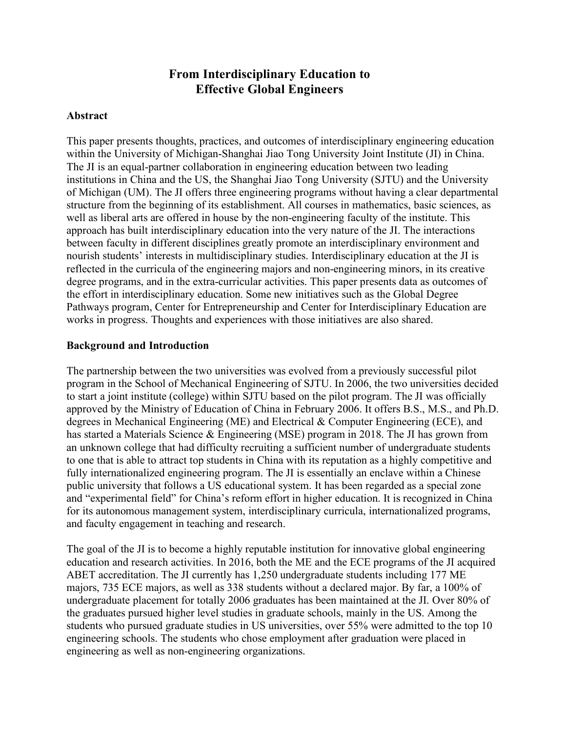# From Interdisciplinary Education to Effective Global Engineers

## Abstract

This paper presents thoughts, practices, and outcomes of interdisciplinary engineering education within the University of Michigan-Shanghai Jiao Tong University Joint Institute (JI) in China. The JI is an equal-partner collaboration in engineering education between two leading institutions in China and the US, the Shanghai Jiao Tong University (SJTU) and the University of Michigan (UM). The JI offers three engineering programs without having a clear departmental structure from the beginning of its establishment. All courses in mathematics, basic sciences, as well as liberal arts are offered in house by the non-engineering faculty of the institute. This approach has built interdisciplinary education into the very nature of the JI. The interactions between faculty in different disciplines greatly promote an interdisciplinary environment and nourish students' interests in multidisciplinary studies. Interdisciplinary education at the JI is reflected in the curricula of the engineering majors and non-engineering minors, in its creative degree programs, and in the extra-curricular activities. This paper presents data as outcomes of the effort in interdisciplinary education. Some new initiatives such as the Global Degree Pathways program, Center for Entrepreneurship and Center for Interdisciplinary Education are works in progress. Thoughts and experiences with those initiatives are also shared.

## Background and Introduction

The partnership between the two universities was evolved from a previously successful pilot program in the School of Mechanical Engineering of SJTU. In 2006, the two universities decided to start a joint institute (college) within SJTU based on the pilot program. The JI was officially approved by the Ministry of Education of China in February 2006. It offers B.S., M.S., and Ph.D. degrees in Mechanical Engineering (ME) and Electrical & Computer Engineering (ECE), and has started a Materials Science & Engineering (MSE) program in 2018. The JI has grown from an unknown college that had difficulty recruiting a sufficient number of undergraduate students to one that is able to attract top students in China with its reputation as a highly competitive and fully internationalized engineering program. The JI is essentially an enclave within a Chinese public university that follows a US educational system. It has been regarded as a special zone and "experimental field" for China's reform effort in higher education. It is recognized in China for its autonomous management system, interdisciplinary curricula, internationalized programs, and faculty engagement in teaching and research.

The goal of the JI is to become a highly reputable institution for innovative global engineering education and research activities. In 2016, both the ME and the ECE programs of the JI acquired ABET accreditation. The JI currently has 1,250 undergraduate students including 177 ME majors, 735 ECE majors, as well as 338 students without a declared major. By far, a 100% of undergraduate placement for totally 2006 graduates has been maintained at the JI. Over 80% of the graduates pursued higher level studies in graduate schools, mainly in the US. Among the students who pursued graduate studies in US universities, over 55% were admitted to the top 10 engineering schools. The students who chose employment after graduation were placed in engineering as well as non-engineering organizations.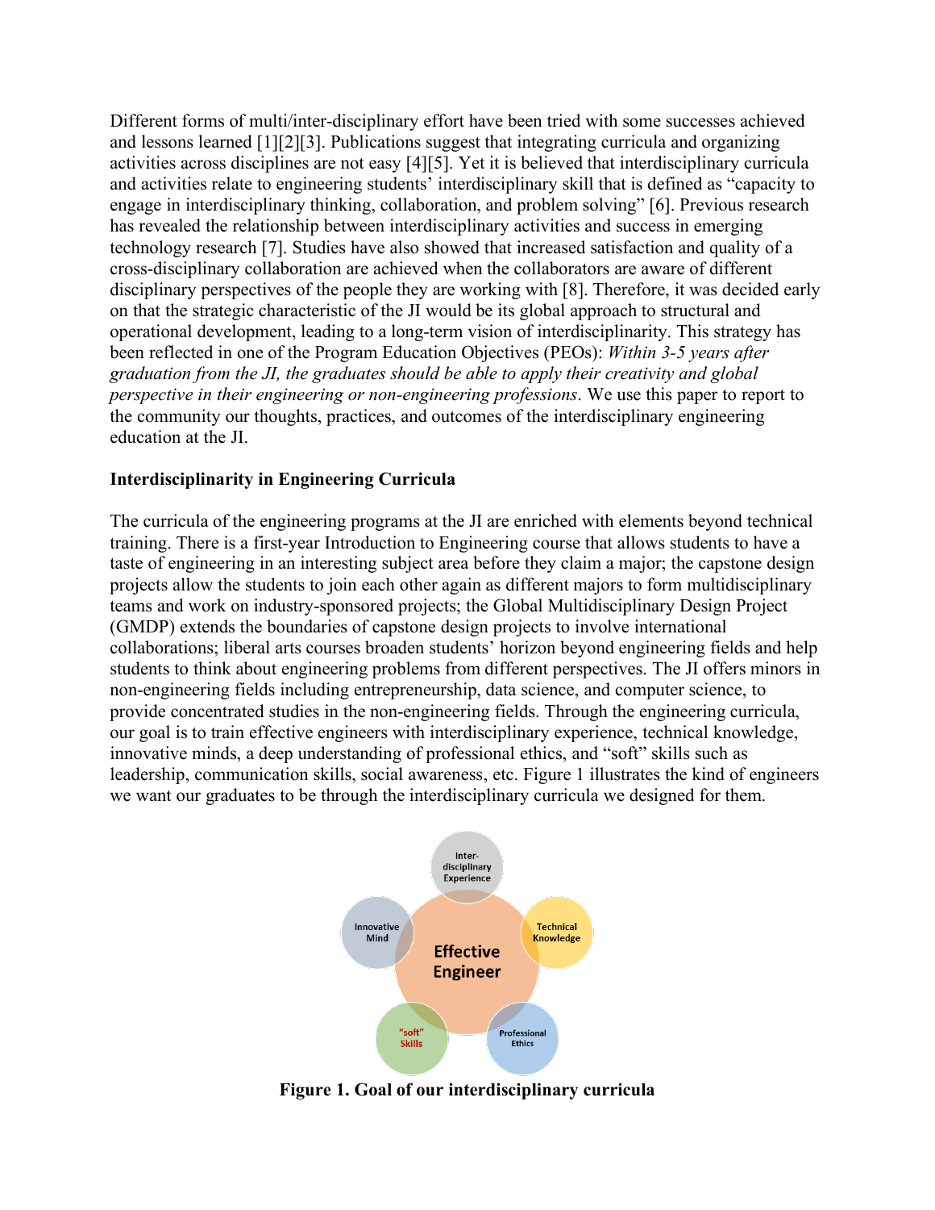Different forms of multi/inter-disciplinary effort have been tried with some successes achieved and lessons learned [1][2][3]. Publications suggest that integrating curricula and organizing activities across disciplines are not easy [4][5]. Yet it is believed that interdisciplinary curricula and activities relate to engineering students' interdisciplinary skill that is defined as "capacity to engage in interdisciplinary thinking, collaboration, and problem solving" [6]. Previous research has revealed the relationship between interdisciplinary activities and success in emerging technology research [7]. Studies have also showed that increased satisfaction and quality of a cross-disciplinary collaboration are achieved when the collaborators are aware of different disciplinary perspectives of the people they are working with [8]. Therefore, it was decided early on that the strategic characteristic of the JI would be its global approach to structural and operational development, leading to a long-term vision of interdisciplinarity. This strategy has been reflected in one of the Program Education Objectives (PEOs): *Within 3-5 years after graduation from the JI, the graduates should be able to apply their creativity and global perspective in their engineering or non-engineering professions*. We use this paper to report to the community our thoughts, practices, and outcomes of the interdisciplinary engineering education at the JI.

## Interdisciplinarity in Engineering Curricula

The curricula of the engineering programs at the JI are enriched with elements beyond technical training. There is a first-year Introduction to Engineering course that allows students to have a taste of engineering in an interesting subject area before they claim a major; the capstone design projects allow the students to join each other again as different majors to form multidisciplinary teams and work on industry-sponsored projects; the Global Multidisciplinary Design Project (GMDP) extends the boundaries of capstone design projects to involve international collaborations; liberal arts courses broaden students' horizon beyond engineering fields and help students to think about engineering problems from different perspectives. The JI offers minors in non-engineering fields including entrepreneurship, data science, and computer science, to provide concentrated studies in the non-engineering fields. Through the engineering curricula, our goal is to train effective engineers with interdisciplinary experience, technical knowledge, innovative minds, a deep understanding of professional ethics, and "soft" skills such as leadership, communication skills, social awareness, etc. Figure 1 illustrates the kind of engineers we want our graduates to be through the interdisciplinary curricula we designed for them.

**Figure 1. Goal of our interdisciplinary curricula**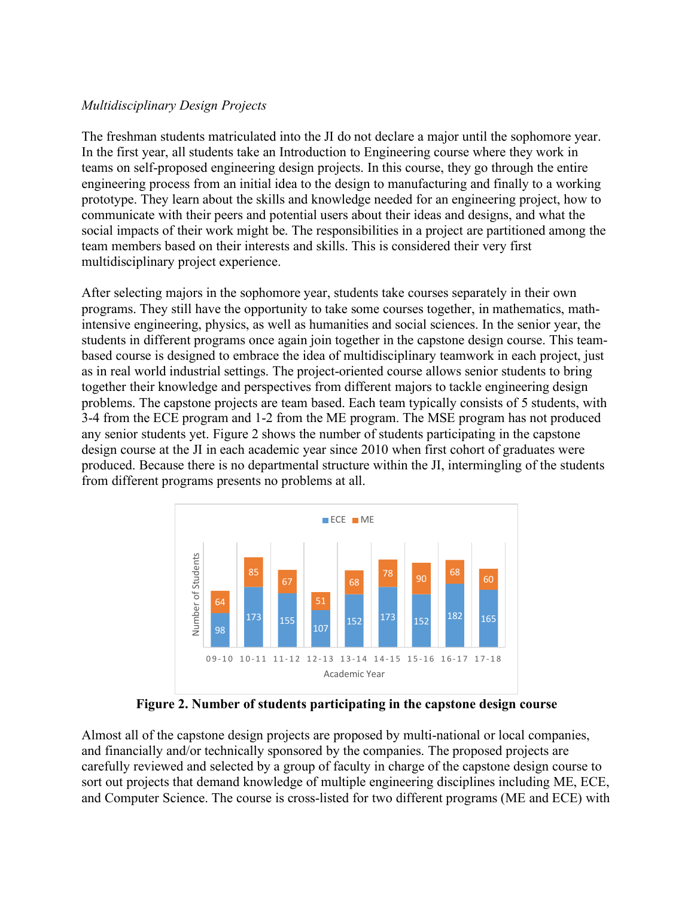*Multidisciplinary Design Projects*

The freshman students matriculated into the JI do not declare a major until the sophomore year. In the first year, all students take an Introduction to Engineering course where they work in teams on self-proposed engineering design projects. In this course, they go through the entire engineering process from an initial idea to the design to manufacturing and finally to a working prototype. They learn about the skills and knowledge needed for an engineering project, how to communicate with their peers and potential users about their ideas and designs, and what the social impacts of their work might be. The responsibilities in a project are partitioned among the team members based on their interests and skills. This is considered their very first multidisciplinary project experience.

After selecting majors in the sophomore year, students take courses separately in their own programs. They still have the opportunity to take some courses together, in mathematics, math-intensive engineering, physics, as well as humanities and social sciences. In the senior year, the students in different programs once again join together in the capstone design course. This team-based course is designed to embrace the idea of multidisciplinary teamwork in each project, just as in real world industrial settings. The project-oriented course allows senior students to bring together their knowledge and perspectives from different majors to tackle engineering design problems. The capstone projects are team based. Each team typically consists of 5 students, with 3-4 from the ECE program and 1-2 from the ME program. The MSE program has not produced any senior students yet. Figure 2 shows the number of students participating in the capstone design course at the JI in each academic year since 2010 when first cohort of graduates were produced. Because there is no departmental structure within the JI, intermingling of the students from different programs presents no problems at all.

| Academic Year | ECE | ME |
| --- | --- | --- |
| 09-10 | 98 | 64 |
| 10-11 | 173 | 85 |
| 11-12 | 155 | 67 |
| 12-13 | 107 | 51 |
| 13-14 | 152 | 68 |
| 14-15 | 173 | 78 |
| 15-16 | 152 | 90 |
| 16-17 | 182 | 68 |
| 17-18 | 165 | 60 |

**Figure 2. Number of students participating in the capstone design course**

Almost all of the capstone design projects are proposed by multi-national or local companies, and financially and/or technically sponsored by the companies. The proposed projects are carefully reviewed and selected by a group of faculty in charge of the capstone design course to sort out projects that demand knowledge of multiple engineering disciplines including ME, ECE, and Computer Science. The course is cross-listed for two different programs (ME and ECE) with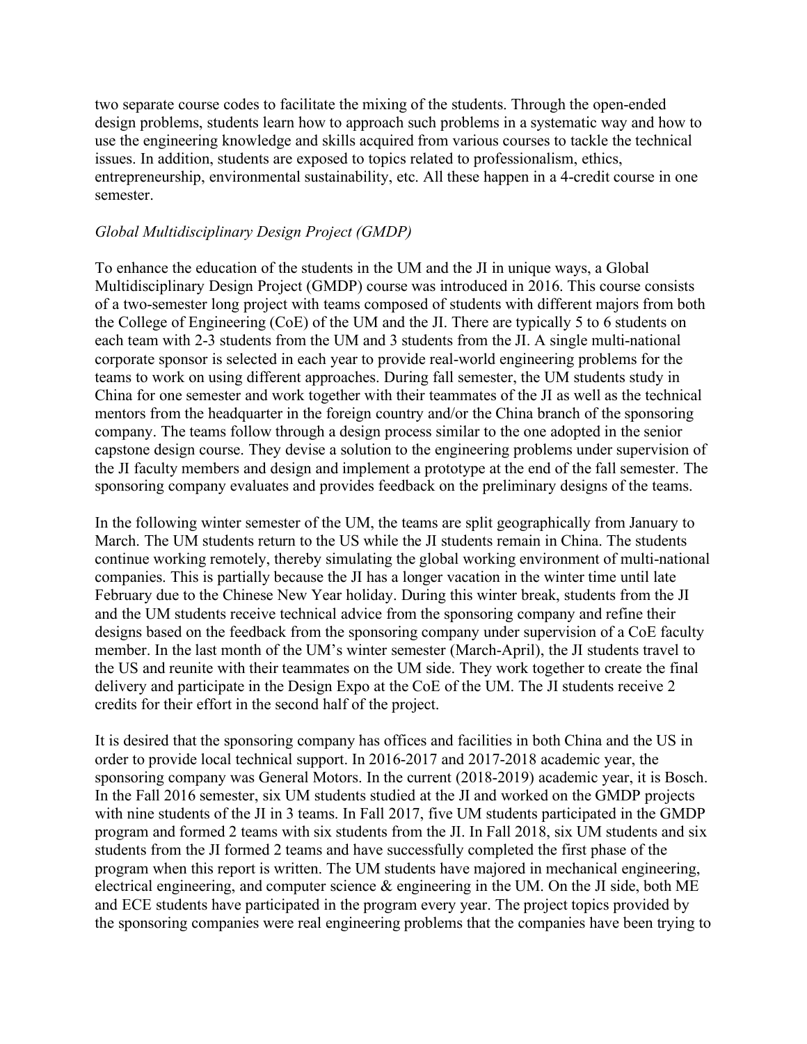two separate course codes to facilitate the mixing of the students. Through the open-ended design problems, students learn how to approach such problems in a systematic way and how to use the engineering knowledge and skills acquired from various courses to tackle the technical issues. In addition, students are exposed to topics related to professionalism, ethics, entrepreneurship, environmental sustainability, etc. All these happen in a 4-credit course in one semester.

*Global Multidisciplinary Design Project (GMDP)*

To enhance the education of the students in the UM and the JI in unique ways, a Global Multidisciplinary Design Project (GMDP) course was introduced in 2016. This course consists of a two-semester long project with teams composed of students with different majors from both the College of Engineering (CoE) of the UM and the JI. There are typically 5 to 6 students on each team with 2-3 students from the UM and 3 students from the JI. A single multi-national corporate sponsor is selected in each year to provide real-world engineering problems for the teams to work on using different approaches. During fall semester, the UM students study in China for one semester and work together with their teammates of the JI as well as the technical mentors from the headquarter in the foreign country and/or the China branch of the sponsoring company. The teams follow through a design process similar to the one adopted in the senior capstone design course. They devise a solution to the engineering problems under supervision of the JI faculty members and design and implement a prototype at the end of the fall semester. The sponsoring company evaluates and provides feedback on the preliminary designs of the teams.

In the following winter semester of the UM, the teams are split geographically from January to March. The UM students return to the US while the JI students remain in China. The students continue working remotely, thereby simulating the global working environment of multi-national companies. This is partially because the JI has a longer vacation in the winter time until late February due to the Chinese New Year holiday. During this winter break, students from the JI and the UM students receive technical advice from the sponsoring company and refine their designs based on the feedback from the sponsoring company under supervision of a CoE faculty member. In the last month of the UM's winter semester (March-April), the JI students travel to the US and reunite with their teammates on the UM side. They work together to create the final delivery and participate in the Design Expo at the CoE of the UM. The JI students receive 2 credits for their effort in the second half of the project.

It is desired that the sponsoring company has offices and facilities in both China and the US in order to provide local technical support. In 2016-2017 and 2017-2018 academic year, the sponsoring company was General Motors. In the current (2018-2019) academic year, it is Bosch. In the Fall 2016 semester, six UM students studied at the JI and worked on the GMDP projects with nine students of the JI in 3 teams. In Fall 2017, five UM students participated in the GMDP program and formed 2 teams with six students from the JI. In Fall 2018, six UM students and six students from the JI formed 2 teams and have successfully completed the first phase of the program when this report is written. The UM students have majored in mechanical engineering, electrical engineering, and computer science & engineering in the UM. On the JI side, both ME and ECE students have participated in the program every year. The project topics provided by the sponsoring companies were real engineering problems that the companies have been trying to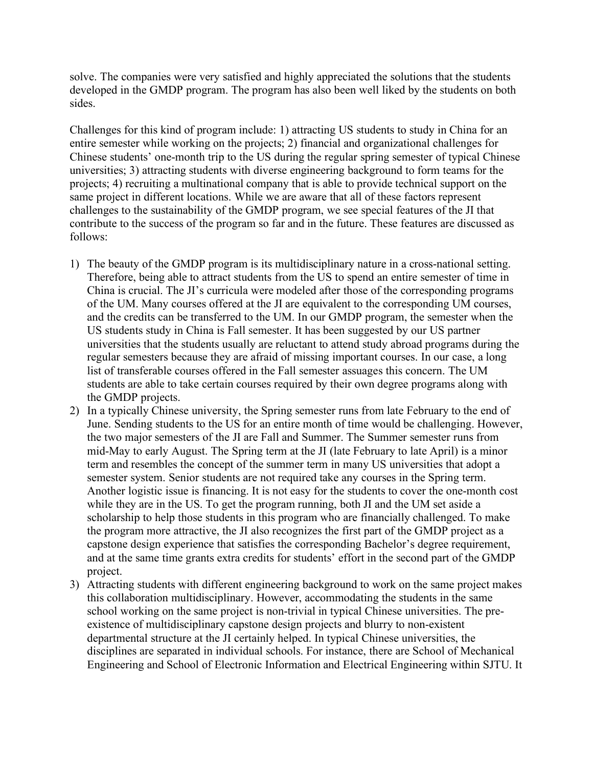solve. The companies were very satisfied and highly appreciated the solutions that the students developed in the GMDP program. The program has also been well liked by the students on both sides.

Challenges for this kind of program include: 1) attracting US students to study in China for an entire semester while working on the projects; 2) financial and organizational challenges for Chinese students' one-month trip to the US during the regular spring semester of typical Chinese universities; 3) attracting students with diverse engineering background to form teams for the projects; 4) recruiting a multinational company that is able to provide technical support on the same project in different locations. While we are aware that all of these factors represent challenges to the sustainability of the GMDP program, we see special features of the JI that contribute to the success of the program so far and in the future. These features are discussed as follows:

1) The beauty of the GMDP program is its multidisciplinary nature in a cross-national setting. Therefore, being able to attract students from the US to spend an entire semester of time in China is crucial. The JI's curricula were modeled after those of the corresponding programs of the UM. Many courses offered at the JI are equivalent to the corresponding UM courses, and the credits can be transferred to the UM. In our GMDP program, the semester when the US students study in China is Fall semester. It has been suggested by our US partner universities that the students usually are reluctant to attend study abroad programs during the regular semesters because they are afraid of missing important courses. In our case, a long list of transferable courses offered in the Fall semester assuages this concern. The UM students are able to take certain courses required by their own degree programs along with the GMDP projects.
2) In a typically Chinese university, the Spring semester runs from late February to the end of June. Sending students to the US for an entire month of time would be challenging. However, the two major semesters of the JI are Fall and Summer. The Summer semester runs from mid-May to early August. The Spring term at the JI (late February to late April) is a minor term and resembles the concept of the summer term in many US universities that adopt a semester system. Senior students are not required take any courses in the Spring term. Another logistic issue is financing. It is not easy for the students to cover the one-month cost while they are in the US. To get the program running, both JI and the UM set aside a scholarship to help those students in this program who are financially challenged. To make the program more attractive, the JI also recognizes the first part of the GMDP project as a capstone design experience that satisfies the corresponding Bachelor's degree requirement, and at the same time grants extra credits for students' effort in the second part of the GMDP project.
3) Attracting students with different engineering background to work on the same project makes this collaboration multidisciplinary. However, accommodating the students in the same school working on the same project is non-trivial in typical Chinese universities. The pre-existence of multidisciplinary capstone design projects and blurry to non-existent departmental structure at the JI certainly helped. In typical Chinese universities, the disciplines are separated in individual schools. For instance, there are School of Mechanical Engineering and School of Electronic Information and Electrical Engineering within SJTU. It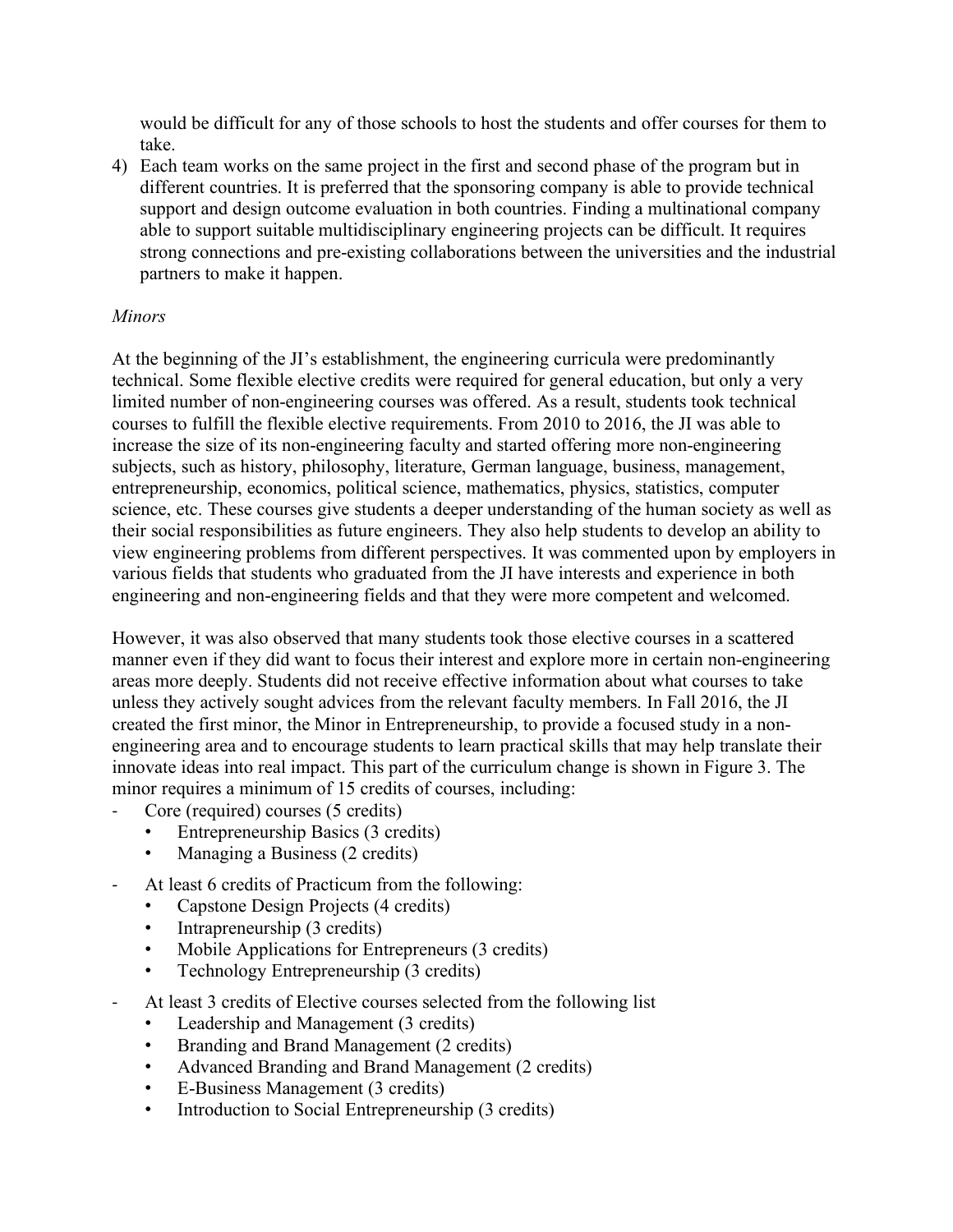would be difficult for any of those schools to host the students and offer courses for them to take.

4) Each team works on the same project in the first and second phase of the program but in different countries. It is preferred that the sponsoring company is able to provide technical support and design outcome evaluation in both countries. Finding a multinational company able to support suitable multidisciplinary engineering projects can be difficult. It requires strong connections and pre-existing collaborations between the universities and the industrial partners to make it happen.

*Minors*

At the beginning of the JI's establishment, the engineering curricula were predominantly technical. Some flexible elective credits were required for general education, but only a very limited number of non-engineering courses was offered. As a result, students took technical courses to fulfill the flexible elective requirements. From 2010 to 2016, the JI was able to increase the size of its non-engineering faculty and started offering more non-engineering subjects, such as history, philosophy, literature, German language, business, management, entrepreneurship, economics, political science, mathematics, physics, statistics, computer science, etc. These courses give students a deeper understanding of the human society as well as their social responsibilities as future engineers. They also help students to develop an ability to view engineering problems from different perspectives. It was commented upon by employers in various fields that students who graduated from the JI have interests and experience in both engineering and non-engineering fields and that they were more competent and welcomed.

However, it was also observed that many students took those elective courses in a scattered manner even if they did want to focus their interest and explore more in certain non-engineering areas more deeply. Students did not receive effective information about what courses to take unless they actively sought advices from the relevant faculty members. In Fall 2016, the JI created the first minor, the Minor in Entrepreneurship, to provide a focused study in a non-engineering area and to encourage students to learn practical skills that may help translate their innovate ideas into real impact. This part of the curriculum change is shown in Figure 3. The minor requires a minimum of 15 credits of courses, including:

- Core (required) courses (5 credits)
  - Entrepreneurship Basics (3 credits)
  - Managing a Business (2 credits)
- At least 6 credits of Practicum from the following:
  - Capstone Design Projects (4 credits)
  - Intrapreneurship (3 credits)
  - Mobile Applications for Entrepreneurs (3 credits)
  - Technology Entrepreneurship (3 credits)
- At least 3 credits of Elective courses selected from the following list
  - Leadership and Management (3 credits)
  - Branding and Brand Management (2 credits)
  - Advanced Branding and Brand Management (2 credits)
  - E-Business Management (3 credits)
  - Introduction to Social Entrepreneurship (3 credits)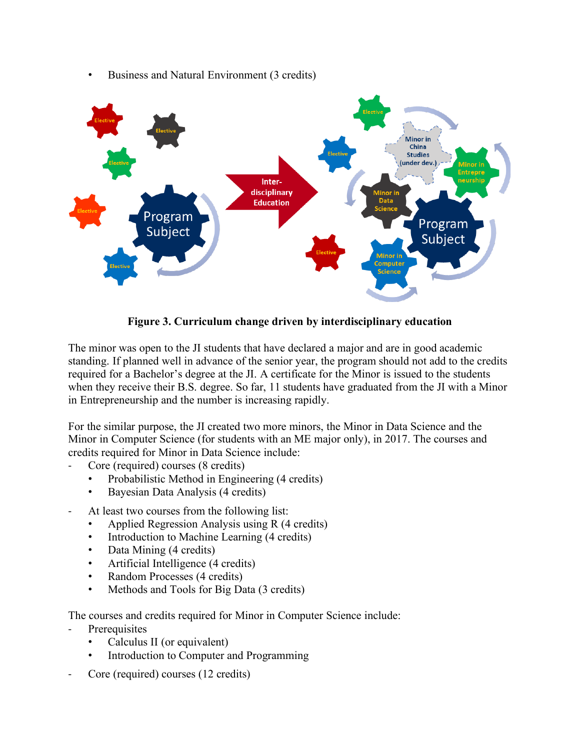- Business and Natural Environment (3 credits)

**Figure 3. Curriculum change driven by interdisciplinary education**

The minor was open to the JI students that have declared a major and are in good academic standing. If planned well in advance of the senior year, the program should not add to the credits required for a Bachelor's degree at the JI. A certificate for the Minor is issued to the students when they receive their B.S. degree. So far, 11 students have graduated from the JI with a Minor in Entrepreneurship and the number is increasing rapidly.

For the similar purpose, the JI created two more minors, the Minor in Data Science and the Minor in Computer Science (for students with an ME major only), in 2017. The courses and credits required for Minor in Data Science include:

- Core (required) courses (8 credits)
  - Probabilistic Method in Engineering (4 credits)
  - Bayesian Data Analysis (4 credits)
- At least two courses from the following list:
  - Applied Regression Analysis using R (4 credits)
  - Introduction to Machine Learning (4 credits)
  - Data Mining (4 credits)
  - Artificial Intelligence (4 credits)
  - Random Processes (4 credits)
  - Methods and Tools for Big Data (3 credits)

The courses and credits required for Minor in Computer Science include:

- Prerequisites
  - Calculus II (or equivalent)
  - Introduction to Computer and Programming
- Core (required) courses (12 credits)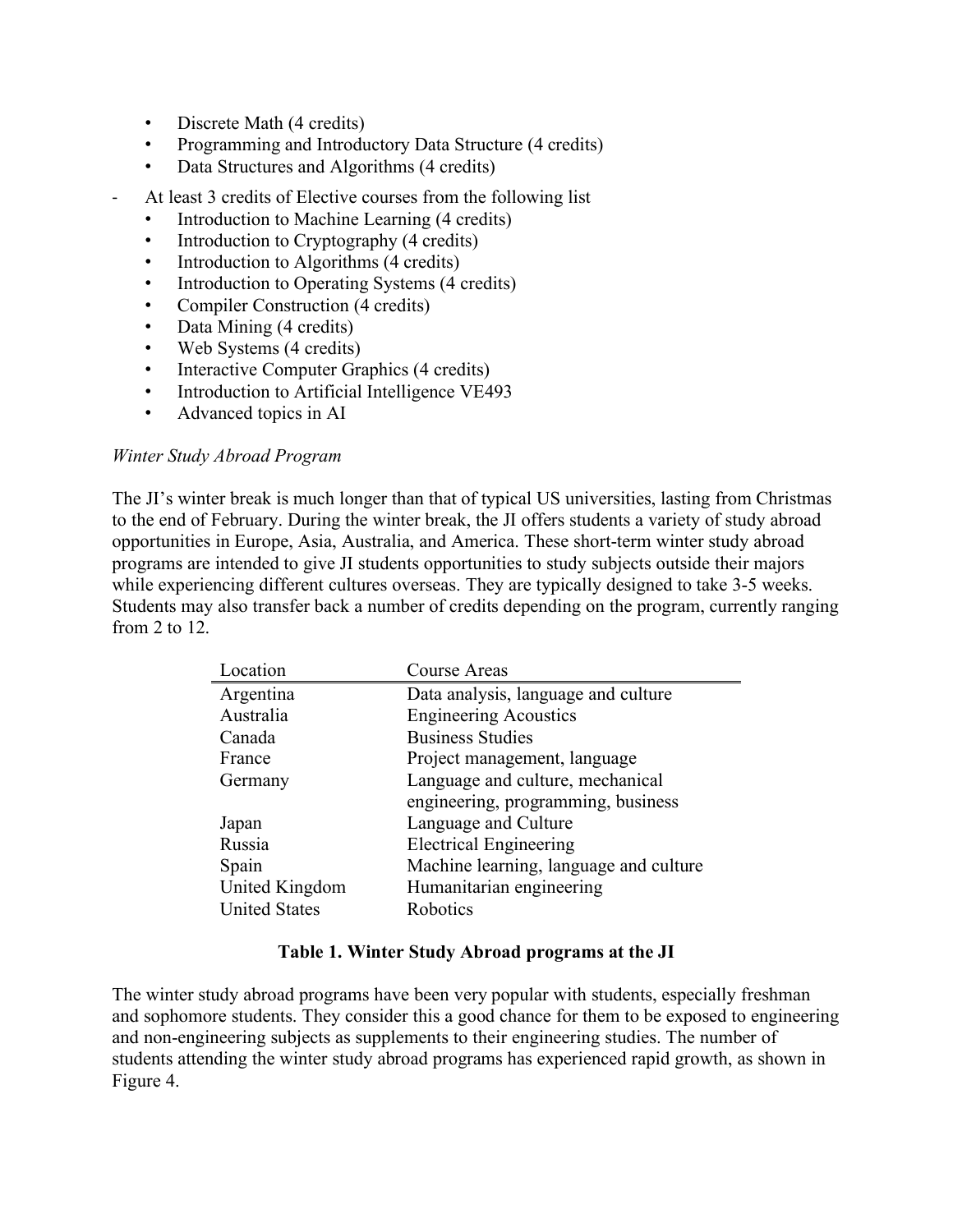- Discrete Math (4 credits)
- Programming and Introductory Data Structure (4 credits)
- Data Structures and Algorithms (4 credits)

- At least 3 credits of Elective courses from the following list
  - Introduction to Machine Learning (4 credits)
  - Introduction to Cryptography (4 credits)
  - Introduction to Algorithms (4 credits)
  - Introduction to Operating Systems (4 credits)
  - Compiler Construction (4 credits)
  - Data Mining (4 credits)
  - Web Systems (4 credits)
  - Interactive Computer Graphics (4 credits)
  - Introduction to Artificial Intelligence VE493
  - Advanced topics in AI

*Winter Study Abroad Program*

The JI's winter break is much longer than that of typical US universities, lasting from Christmas to the end of February. During the winter break, the JI offers students a variety of study abroad opportunities in Europe, Asia, Australia, and America. These short-term winter study abroad programs are intended to give JI students opportunities to study subjects outside their majors while experiencing different cultures overseas. They are typically designed to take 3-5 weeks. Students may also transfer back a number of credits depending on the program, currently ranging from 2 to 12.

| Location | Course Areas |
|---|---|
| Argentina | Data analysis, language and culture |
| Australia | Engineering Acoustics |
| Canada | Business Studies |
| France | Project management, language |
| Germany | Language and culture, mechanical engineering, programming, business |
| Japan | Language and Culture |
| Russia | Electrical Engineering |
| Spain | Machine learning, language and culture |
| United Kingdom | Humanitarian engineering |
| United States | Robotics |

**Table 1. Winter Study Abroad programs at the JI**

The winter study abroad programs have been very popular with students, especially freshman and sophomore students. They consider this a good chance for them to be exposed to engineering and non-engineering subjects as supplements to their engineering studies. The number of students attending the winter study abroad programs has experienced rapid growth, as shown in Figure 4.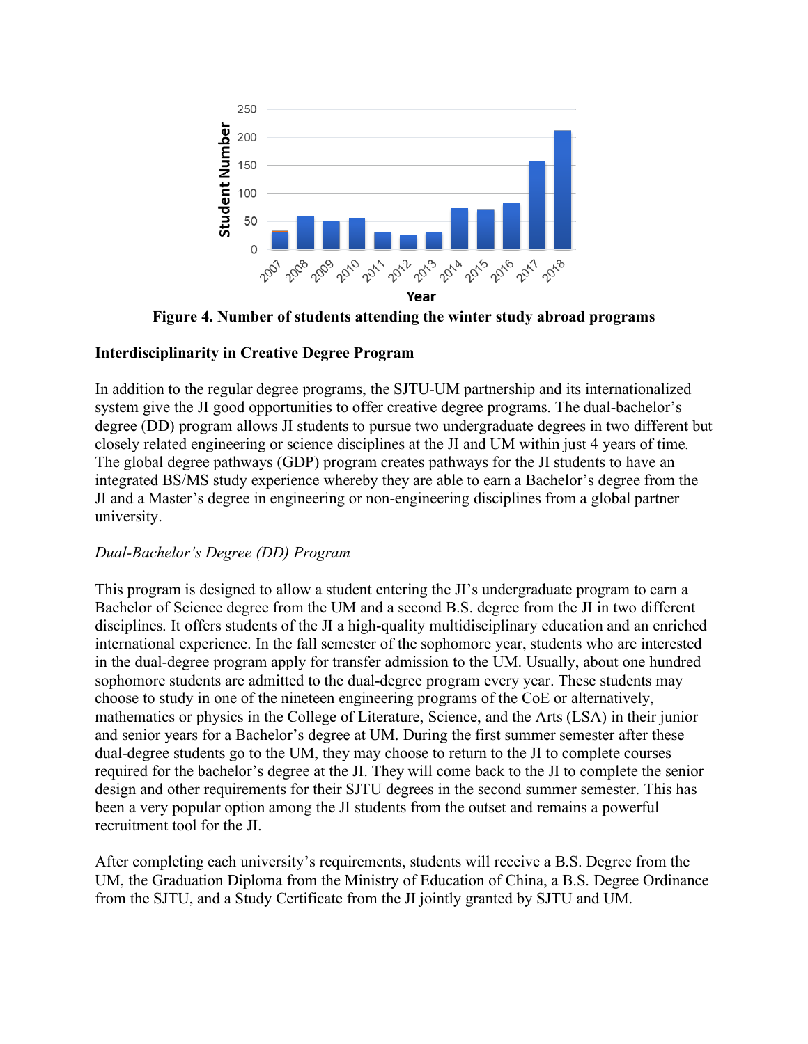**Figure 4. Number of students attending the winter study abroad programs**

### Interdisciplinarity in Creative Degree Program

In addition to the regular degree programs, the SJTU-UM partnership and its internationalized system give the JI good opportunities to offer creative degree programs. The dual-bachelor's degree (DD) program allows JI students to pursue two undergraduate degrees in two different but closely related engineering or science disciplines at the JI and UM within just 4 years of time. The global degree pathways (GDP) program creates pathways for the JI students to have an integrated BS/MS study experience whereby they are able to earn a Bachelor's degree from the JI and a Master's degree in engineering or non-engineering disciplines from a global partner university.

#### *Dual-Bachelor's Degree (DD) Program*

This program is designed to allow a student entering the JI's undergraduate program to earn a Bachelor of Science degree from the UM and a second B.S. degree from the JI in two different disciplines. It offers students of the JI a high-quality multidisciplinary education and an enriched international experience. In the fall semester of the sophomore year, students who are interested in the dual-degree program apply for transfer admission to the UM. Usually, about one hundred sophomore students are admitted to the dual-degree program every year. These students may choose to study in one of the nineteen engineering programs of the CoE or alternatively, mathematics or physics in the College of Literature, Science, and the Arts (LSA) in their junior and senior years for a Bachelor's degree at UM. During the first summer semester after these dual-degree students go to the UM, they may choose to return to the JI to complete courses required for the bachelor's degree at the JI. They will come back to the JI to complete the senior design and other requirements for their SJTU degrees in the second summer semester. This has been a very popular option among the JI students from the outset and remains a powerful recruitment tool for the JI.

After completing each university's requirements, students will receive a B.S. Degree from the UM, the Graduation Diploma from the Ministry of Education of China, a B.S. Degree Ordinance from the SJTU, and a Study Certificate from the JI jointly granted by SJTU and UM.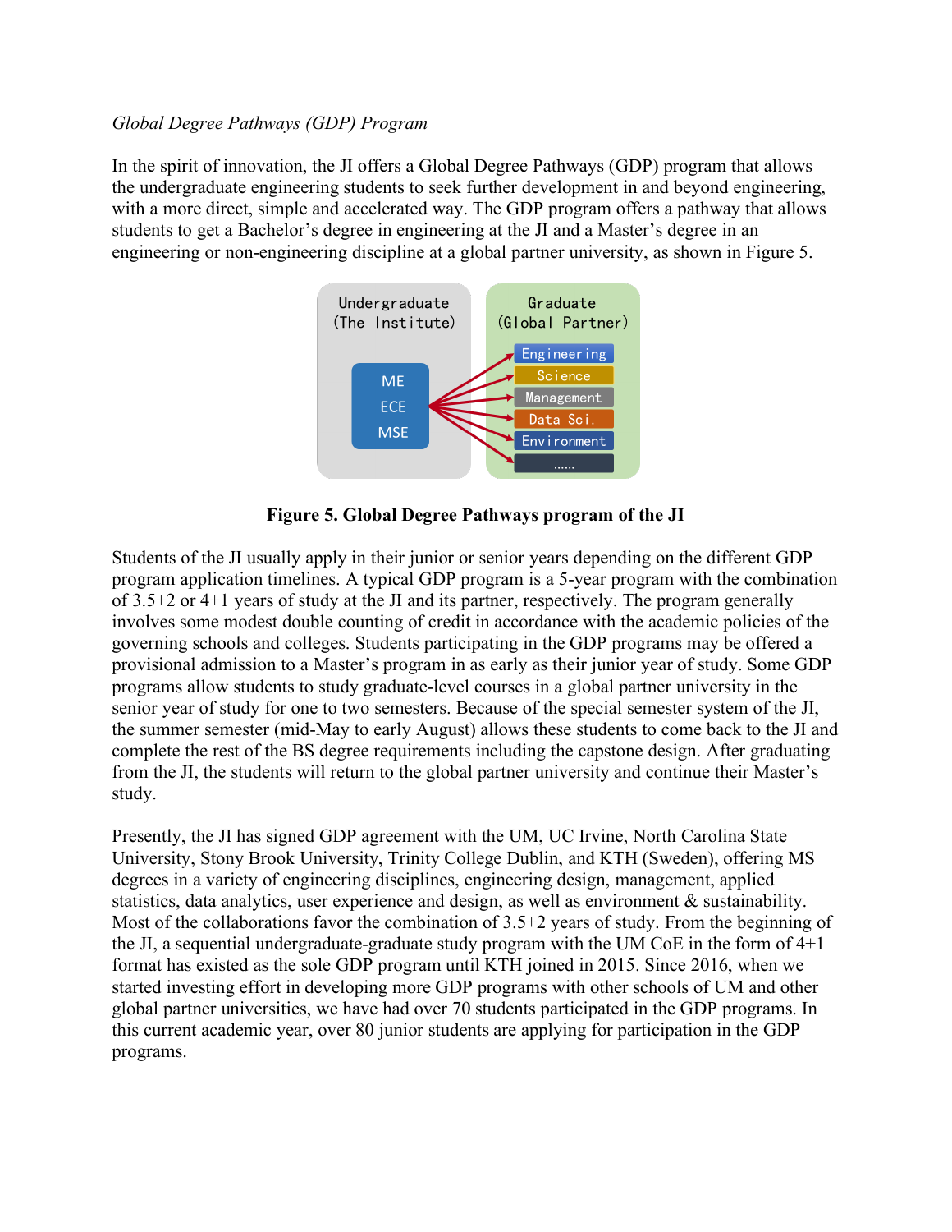*Global Degree Pathways (GDP) Program*

In the spirit of innovation, the JI offers a Global Degree Pathways (GDP) program that allows the undergraduate engineering students to seek further development in and beyond engineering, with a more direct, simple and accelerated way. The GDP program offers a pathway that allows students to get a Bachelor's degree in engineering at the JI and a Master's degree in an engineering or non-engineering discipline at a global partner university, as shown in Figure 5.

**Figure 5. Global Degree Pathways program of the JI**

Students of the JI usually apply in their junior or senior years depending on the different GDP program application timelines. A typical GDP program is a 5-year program with the combination of 3.5+2 or 4+1 years of study at the JI and its partner, respectively. The program generally involves some modest double counting of credit in accordance with the academic policies of the governing schools and colleges. Students participating in the GDP programs may be offered a provisional admission to a Master's program in as early as their junior year of study. Some GDP programs allow students to study graduate-level courses in a global partner university in the senior year of study for one to two semesters. Because of the special semester system of the JI, the summer semester (mid-May to early August) allows these students to come back to the JI and complete the rest of the BS degree requirements including the capstone design. After graduating from the JI, the students will return to the global partner university and continue their Master's study.

Presently, the JI has signed GDP agreement with the UM, UC Irvine, North Carolina State University, Stony Brook University, Trinity College Dublin, and KTH (Sweden), offering MS degrees in a variety of engineering disciplines, engineering design, management, applied statistics, data analytics, user experience and design, as well as environment & sustainability. Most of the collaborations favor the combination of 3.5+2 years of study. From the beginning of the JI, a sequential undergraduate-graduate study program with the UM CoE in the form of 4+1 format has existed as the sole GDP program until KTH joined in 2015. Since 2016, when we started investing effort in developing more GDP programs with other schools of UM and other global partner universities, we have had over 70 students participated in the GDP programs. In this current academic year, over 80 junior students are applying for participation in the GDP programs.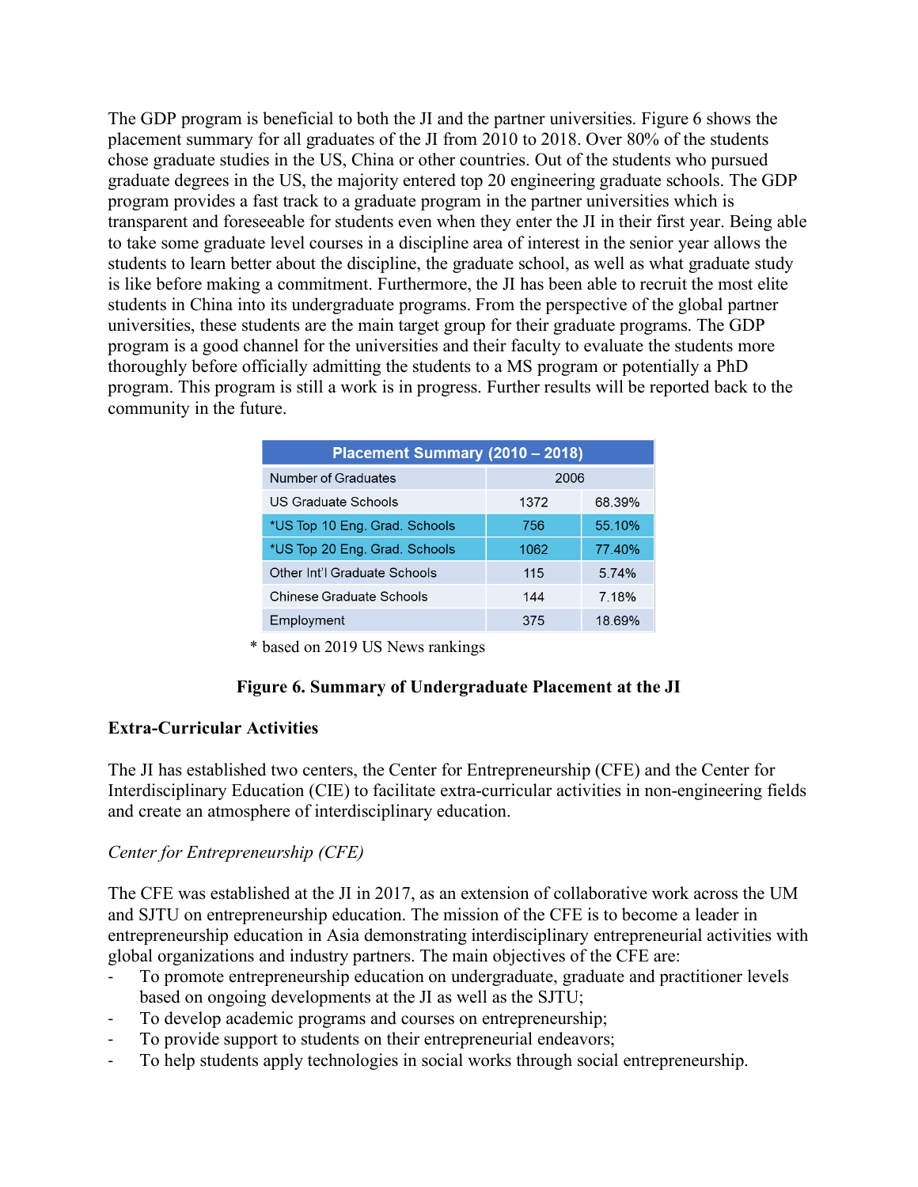The GDP program is beneficial to both the JI and the partner universities. Figure 6 shows the placement summary for all graduates of the JI from 2010 to 2018. Over 80% of the students chose graduate studies in the US, China or other countries. Out of the students who pursued graduate degrees in the US, the majority entered top 20 engineering graduate schools. The GDP program provides a fast track to a graduate program in the partner universities which is transparent and foreseeable for students even when they enter the JI in their first year. Being able to take some graduate level courses in a discipline area of interest in the senior year allows the students to learn better about the discipline, the graduate school, as well as what graduate study is like before making a commitment. Furthermore, the JI has been able to recruit the most elite students in China into its undergraduate programs. From the perspective of the global partner universities, these students are the main target group for their graduate programs. The GDP program is a good channel for the universities and their faculty to evaluate the students more thoroughly before officially admitting the students to a MS program or potentially a PhD program. This program is still a work is in progress. Further results will be reported back to the community in the future.

| Placement Summary (2010 – 2018) | | |
|---|---|---|
| Number of Graduates | 2006 | |
| US Graduate Schools | 1372 | 68.39% |
| *US Top 10 Eng. Grad. Schools | 756 | 55.10% |
| *US Top 20 Eng. Grad. Schools | 1062 | 77.40% |
| Other Int'l Graduate Schools | 115 | 5.74% |
| Chinese Graduate Schools | 144 | 7.18% |
| Employment | 375 | 18.69% |

* based on 2019 US News rankings

**Figure 6. Summary of Undergraduate Placement at the JI**

## Extra-Curricular Activities

The JI has established two centers, the Center for Entrepreneurship (CFE) and the Center for Interdisciplinary Education (CIE) to facilitate extra-curricular activities in non-engineering fields and create an atmosphere of interdisciplinary education.

### *Center for Entrepreneurship (CFE)*

The CFE was established at the JI in 2017, as an extension of collaborative work across the UM and SJTU on entrepreneurship education. The mission of the CFE is to become a leader in entrepreneurship education in Asia demonstrating interdisciplinary entrepreneurial activities with global organizations and industry partners. The main objectives of the CFE are:

- To promote entrepreneurship education on undergraduate, graduate and practitioner levels based on ongoing developments at the JI as well as the SJTU;
- To develop academic programs and courses on entrepreneurship;
- To provide support to students on their entrepreneurial endeavors;
- To help students apply technologies in social works through social entrepreneurship.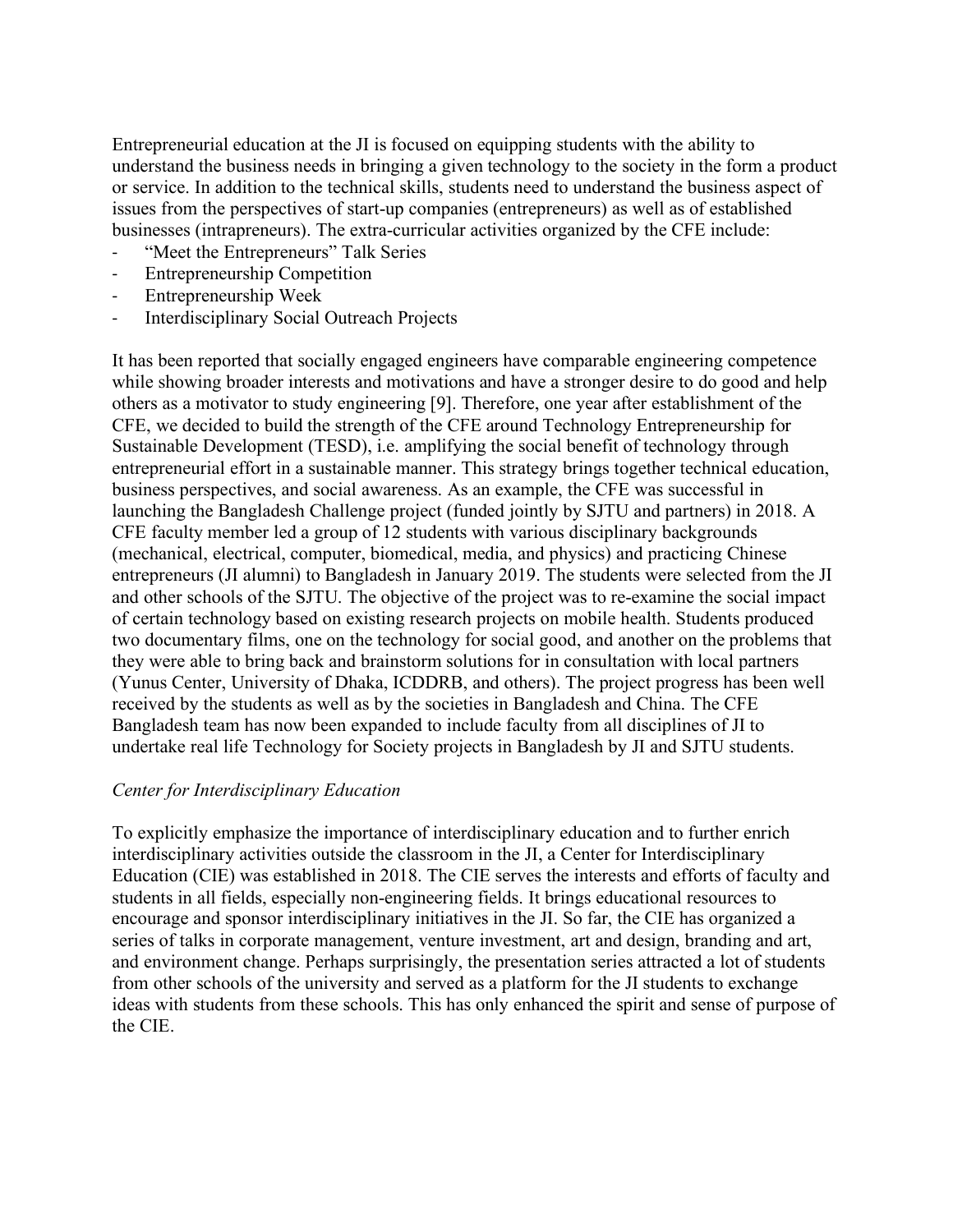Entrepreneurial education at the JI is focused on equipping students with the ability to understand the business needs in bringing a given technology to the society in the form a product or service. In addition to the technical skills, students need to understand the business aspect of issues from the perspectives of start-up companies (entrepreneurs) as well as of established businesses (intrapreneurs). The extra-curricular activities organized by the CFE include:

- "Meet the Entrepreneurs" Talk Series
- Entrepreneurship Competition
- Entrepreneurship Week
- Interdisciplinary Social Outreach Projects

It has been reported that socially engaged engineers have comparable engineering competence while showing broader interests and motivations and have a stronger desire to do good and help others as a motivator to study engineering [9]. Therefore, one year after establishment of the CFE, we decided to build the strength of the CFE around Technology Entrepreneurship for Sustainable Development (TESD), i.e. amplifying the social benefit of technology through entrepreneurial effort in a sustainable manner. This strategy brings together technical education, business perspectives, and social awareness. As an example, the CFE was successful in launching the Bangladesh Challenge project (funded jointly by SJTU and partners) in 2018. A CFE faculty member led a group of 12 students with various disciplinary backgrounds (mechanical, electrical, computer, biomedical, media, and physics) and practicing Chinese entrepreneurs (JI alumni) to Bangladesh in January 2019. The students were selected from the JI and other schools of the SJTU. The objective of the project was to re-examine the social impact of certain technology based on existing research projects on mobile health. Students produced two documentary films, one on the technology for social good, and another on the problems that they were able to bring back and brainstorm solutions for in consultation with local partners (Yunus Center, University of Dhaka, ICDDRB, and others). The project progress has been well received by the students as well as by the societies in Bangladesh and China. The CFE Bangladesh team has now been expanded to include faculty from all disciplines of JI to undertake real life Technology for Society projects in Bangladesh by JI and SJTU students.

*Center for Interdisciplinary Education*

To explicitly emphasize the importance of interdisciplinary education and to further enrich interdisciplinary activities outside the classroom in the JI, a Center for Interdisciplinary Education (CIE) was established in 2018. The CIE serves the interests and efforts of faculty and students in all fields, especially non-engineering fields. It brings educational resources to encourage and sponsor interdisciplinary initiatives in the JI. So far, the CIE has organized a series of talks in corporate management, venture investment, art and design, branding and art, and environment change. Perhaps surprisingly, the presentation series attracted a lot of students from other schools of the university and served as a platform for the JI students to exchange ideas with students from these schools. This has only enhanced the spirit and sense of purpose of the CIE.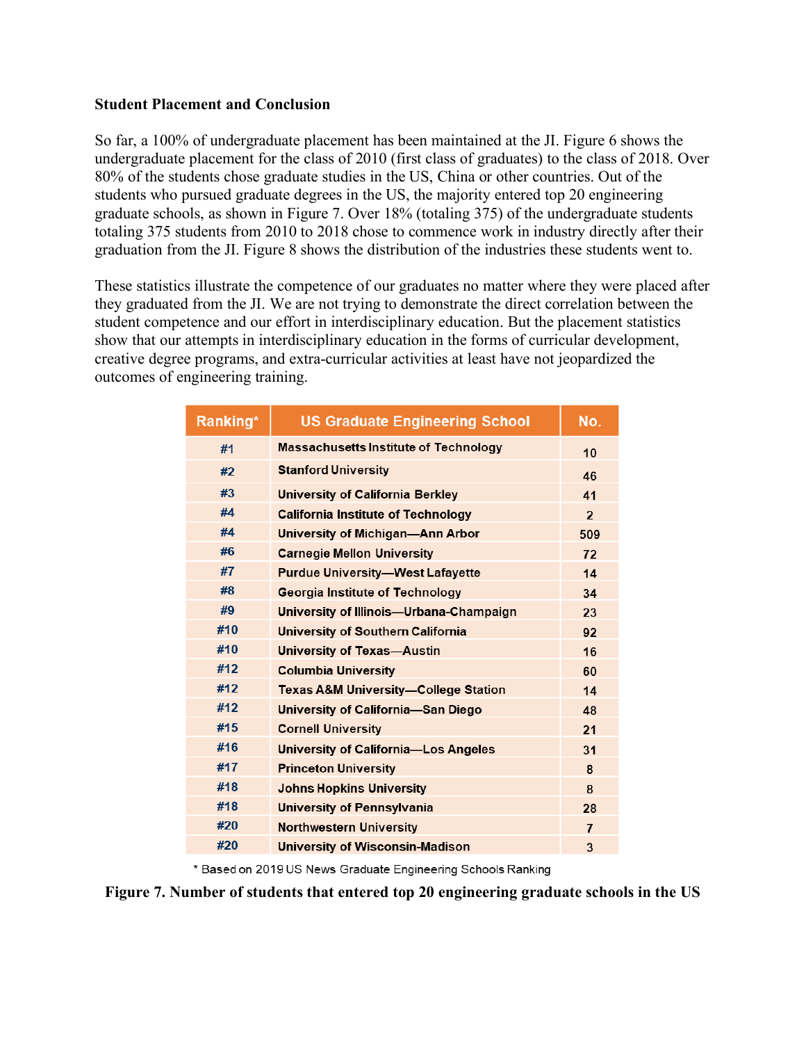**Student Placement and Conclusion**

So far, a 100% of undergraduate placement has been maintained at the JI. Figure 6 shows the undergraduate placement for the class of 2010 (first class of graduates) to the class of 2018. Over 80% of the students chose graduate studies in the US, China or other countries. Out of the students who pursued graduate degrees in the US, the majority entered top 20 engineering graduate schools, as shown in Figure 7. Over 18% (totaling 375) of the undergraduate students totaling 375 students from 2010 to 2018 chose to commence work in industry directly after their graduation from the JI. Figure 8 shows the distribution of the industries these students went to.

These statistics illustrate the competence of our graduates no matter where they were placed after they graduated from the JI. We are not trying to demonstrate the direct correlation between the student competence and our effort in interdisciplinary education. But the placement statistics show that our attempts in interdisciplinary education in the forms of curricular development, creative degree programs, and extra-curricular activities at least have not jeopardized the outcomes of engineering training.

| Ranking* | US Graduate Engineering School | No. |
|---|---|---|
| #1 | Massachusetts Institute of Technology | 10 |
| #2 | Stanford University | 46 |
| #3 | University of California Berkley | 41 |
| #4 | California Institute of Technology | 2 |
| #4 | University of Michigan—Ann Arbor | 509 |
| #6 | Carnegie Mellon University | 72 |
| #7 | Purdue University—West Lafayette | 14 |
| #8 | Georgia Institute of Technology | 34 |
| #9 | University of Illinois—Urbana-Champaign | 23 |
| #10 | University of Southern California | 92 |
| #10 | University of Texas—Austin | 16 |
| #12 | Columbia University | 60 |
| #12 | Texas A&M University—College Station | 14 |
| #12 | University of California—San Diego | 48 |
| #15 | Cornell University | 21 |
| #16 | University of California—Los Angeles | 31 |
| #17 | Princeton University | 8 |
| #18 | Johns Hopkins University | 8 |
| #18 | University of Pennsylvania | 28 |
| #20 | Northwestern University | 7 |
| #20 | University of Wisconsin-Madison | 3 |

* Based on 2019 US News Graduate Engineering Schools Ranking

**Figure 7. Number of students that entered top 20 engineering graduate schools in the US**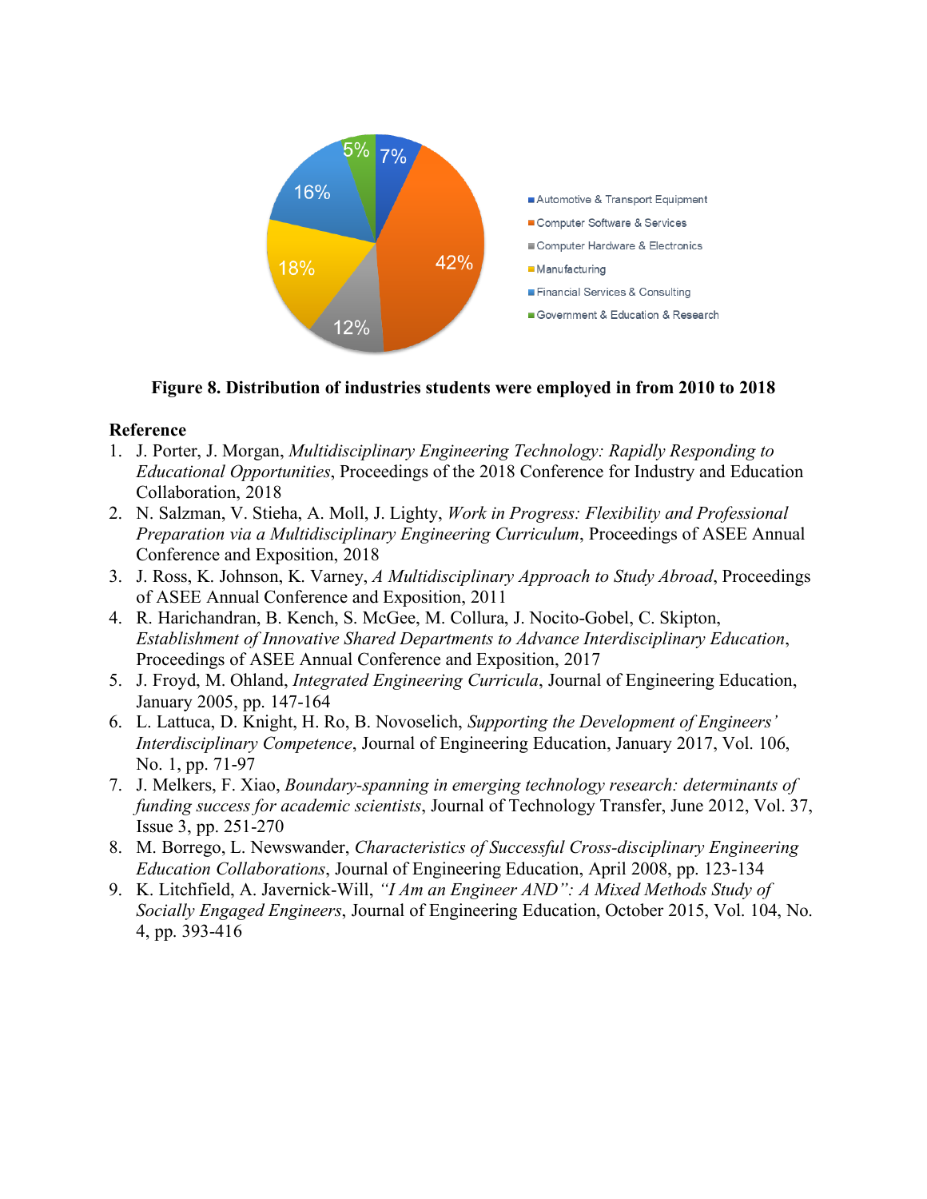5%
7%
16%
42%
18%
12%

Automotive & Transport Equipment
Computer Software & Services
Computer Hardware & Electronics
Manufacturing
Financial Services & Consulting
Government & Education & Research

**Figure 8. Distribution of industries students were employed in from 2010 to 2018**

**Reference**

1. J. Porter, J. Morgan, *Multidisciplinary Engineering Technology: Rapidly Responding to Educational Opportunities*, Proceedings of the 2018 Conference for Industry and Education Collaboration, 2018
2. N. Salzman, V. Stieha, A. Moll, J. Lighty, *Work in Progress: Flexibility and Professional Preparation via a Multidisciplinary Engineering Curriculum*, Proceedings of ASEE Annual Conference and Exposition, 2018
3. J. Ross, K. Johnson, K. Varney, *A Multidisciplinary Approach to Study Abroad*, Proceedings of ASEE Annual Conference and Exposition, 2011
4. R. Harichandran, B. Kench, S. McGee, M. Collura, J. Nocito-Gobel, C. Skipton, *Establishment of Innovative Shared Departments to Advance Interdisciplinary Education*, Proceedings of ASEE Annual Conference and Exposition, 2017
5. J. Froyd, M. Ohland, *Integrated Engineering Curricula*, Journal of Engineering Education, January 2005, pp. 147-164
6. L. Lattuca, D. Knight, H. Ro, B. Novoselich, *Supporting the Development of Engineers' Interdisciplinary Competence*, Journal of Engineering Education, January 2017, Vol. 106, No. 1, pp. 71-97
7. J. Melkers, F. Xiao, *Boundary-spanning in emerging technology research: determinants of funding success for academic scientists*, Journal of Technology Transfer, June 2012, Vol. 37, Issue 3, pp. 251-270
8. M. Borrego, L. Newswander, *Characteristics of Successful Cross-disciplinary Engineering Education Collaborations*, Journal of Engineering Education, April 2008, pp. 123-134
9. K. Litchfield, A. Javernick-Will, *"I Am an Engineer AND": A Mixed Methods Study of Socially Engaged Engineers*, Journal of Engineering Education, October 2015, Vol. 104, No. 4, pp. 393-416